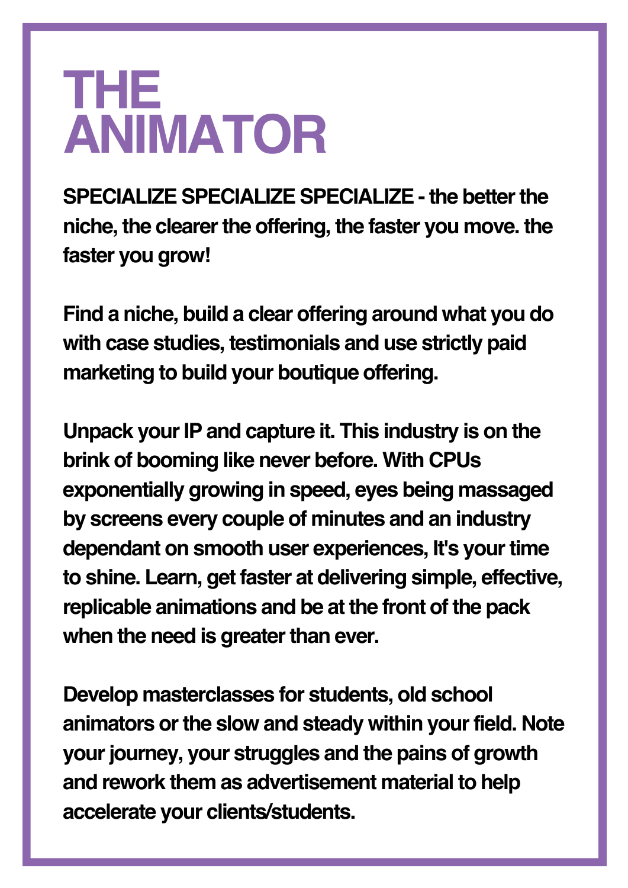# THE ANIMATOR

**SPECIALIZE SPECIALIZE SPECIALIZE - the better the niche, the clearer the offering, the faster you move. the faster you grow!**

**Find a niche, build a clear offering around what you do with case studies, testimonials and use strictly paid marketing to build your boutique offering.**

**Unpack your IP and capture it. This industry is on the brink of booming like never before. With CPUs exponentially growing in speed, eyes being massaged by screens every couple of minutes and an industry dependant on smooth user experiences, It's your time to shine. Learn, get faster at delivering simple, effective, replicable animations and be at the front of the pack when the need is greater than ever.**

**Develop masterclasses for students, old school animators or the slow and steady within your field. Note your journey, your struggles and the pains of growth and rework them as advertisement material to help accelerate your clients/students.**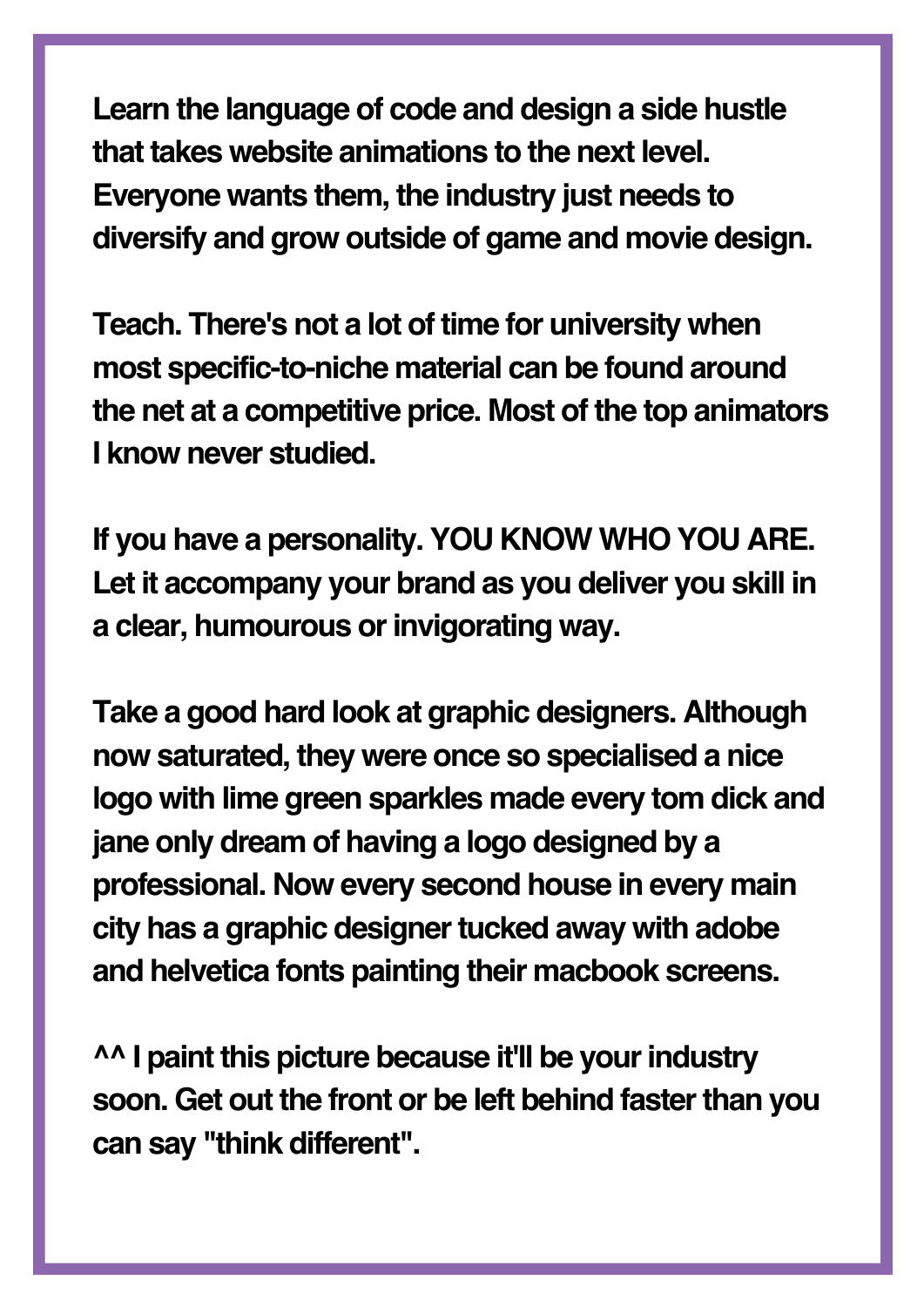**Learn the language of code and design a side hustle that takes website animations to the next level. Everyone wants them, the industry just needs to diversify and grow outside of game and movie design.**

**Teach. There's not a lot of time for university when most specific-to-niche material can be found around the net at a competitive price. Most of the top animators I know never studied.**

**If you have a personality. YOU KNOW WHO YOU ARE. Let it accompany your brand as you deliver you skill in a clear, humourous or invigorating way.**

**Take a good hard look at graphic designers. Although now saturated, they were once so specialised a nice logo with lime green sparkles made every tom dick and jane only dream of having a logo designed by a professional. Now every second house in every main city has a graphic designer tucked away with adobe and helvetica fonts painting their macbook screens.**

**^^ I paint this picture because it'll be your industry soon. Get out the front or be left behind faster than you can say "think different".**